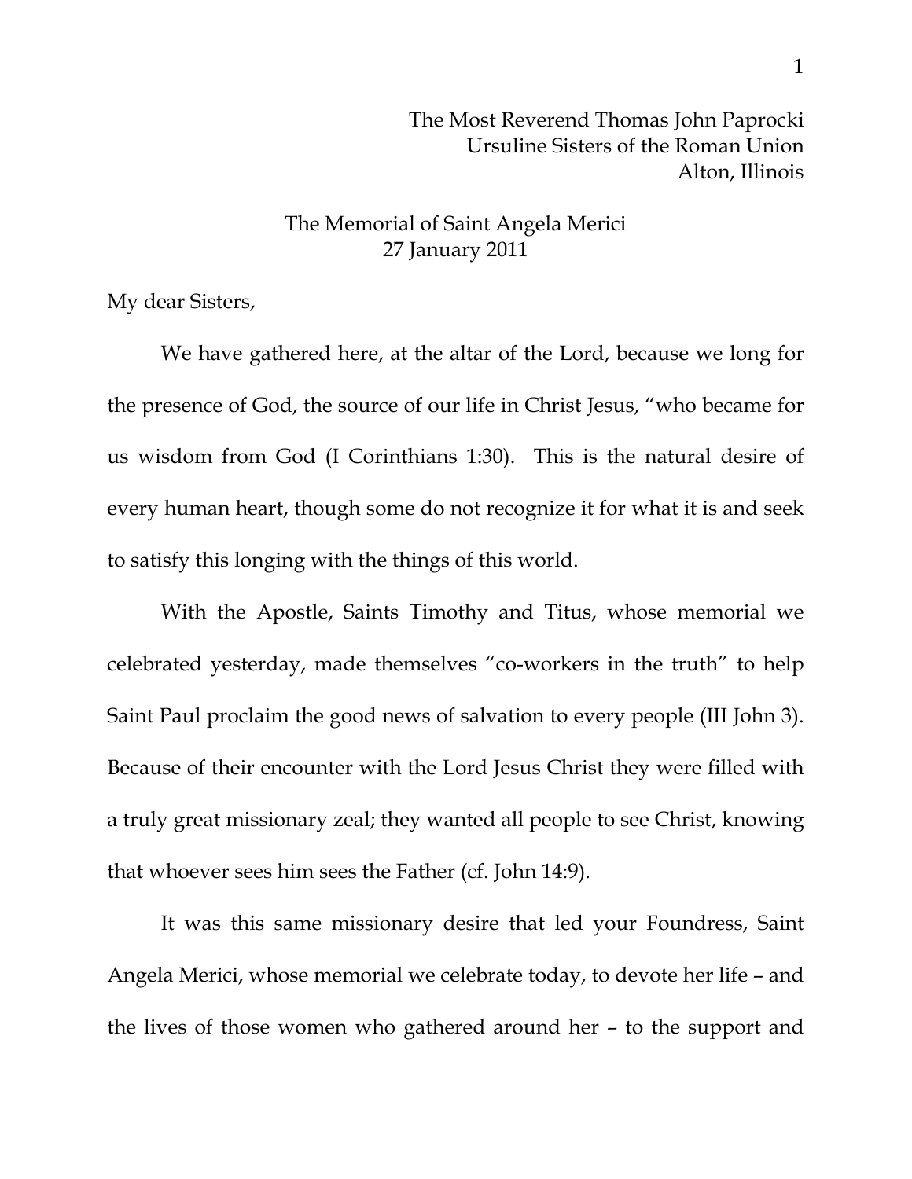The Most Reverend Thomas John Paprocki
Ursuline Sisters of the Roman Union
Alton, Illinois

The Memorial of Saint Angela Merici
27 January 2011

My dear Sisters,

We have gathered here, at the altar of the Lord, because we long for the presence of God, the source of our life in Christ Jesus, "who became for us wisdom from God (I Corinthians 1:30). This is the natural desire of every human heart, though some do not recognize it for what it is and seek to satisfy this longing with the things of this world.

With the Apostle, Saints Timothy and Titus, whose memorial we celebrated yesterday, made themselves "co-workers in the truth" to help Saint Paul proclaim the good news of salvation to every people (III John 3). Because of their encounter with the Lord Jesus Christ they were filled with a truly great missionary zeal; they wanted all people to see Christ, knowing that whoever sees him sees the Father (cf. John 14:9).

It was this same missionary desire that led your Foundress, Saint Angela Merici, whose memorial we celebrate today, to devote her life – and the lives of those women who gathered around her – to the support and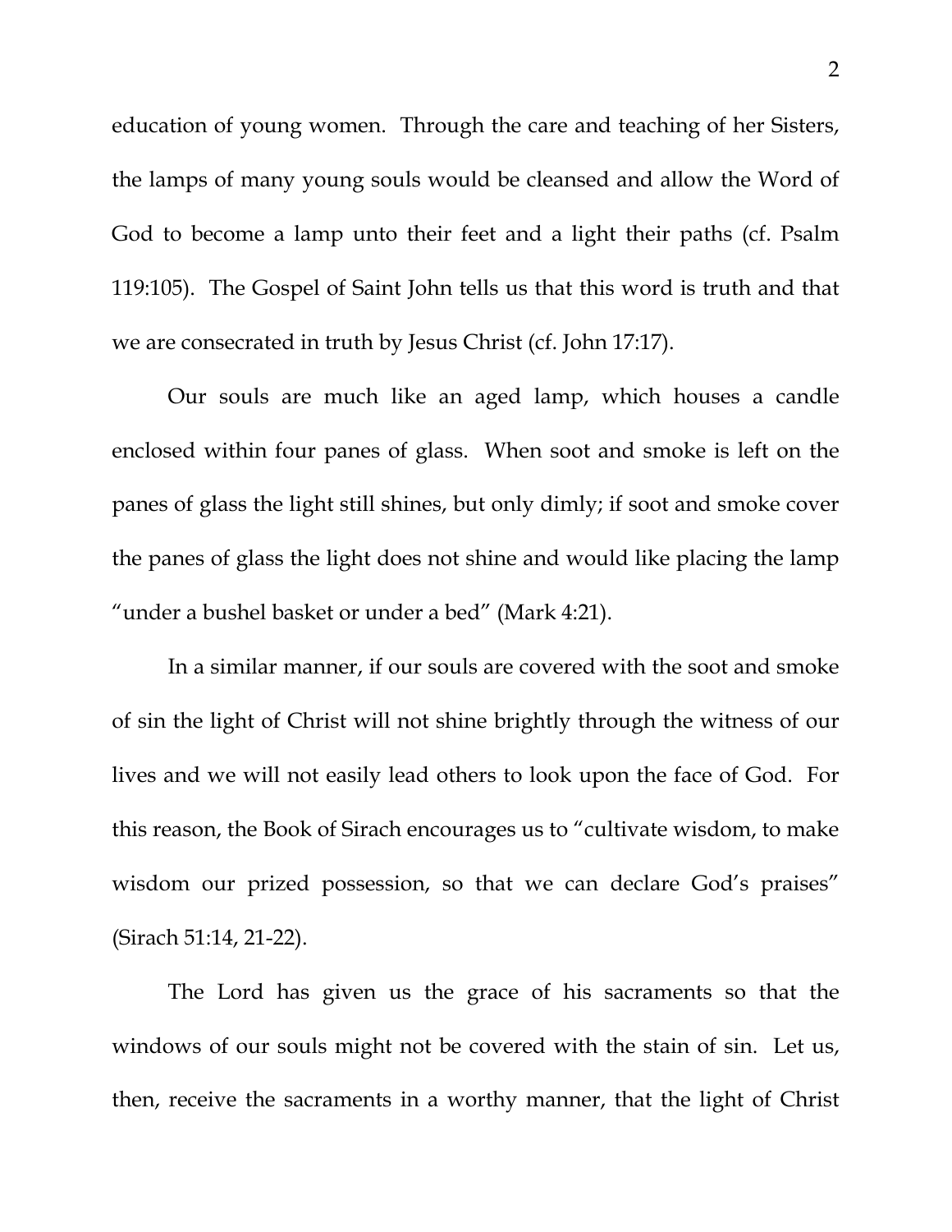education of young women. Through the care and teaching of her Sisters, the lamps of many young souls would be cleansed and allow the Word of God to become a lamp unto their feet and a light their paths (cf. Psalm 119:105). The Gospel of Saint John tells us that this word is truth and that we are consecrated in truth by Jesus Christ (cf. John 17:17).

Our souls are much like an aged lamp, which houses a candle enclosed within four panes of glass. When soot and smoke is left on the panes of glass the light still shines, but only dimly; if soot and smoke cover the panes of glass the light does not shine and would like placing the lamp "under a bushel basket or under a bed" (Mark 4:21).

In a similar manner, if our souls are covered with the soot and smoke of sin the light of Christ will not shine brightly through the witness of our lives and we will not easily lead others to look upon the face of God. For this reason, the Book of Sirach encourages us to "cultivate wisdom, to make wisdom our prized possession, so that we can declare God's praises" (Sirach 51:14, 21-22).

The Lord has given us the grace of his sacraments so that the windows of our souls might not be covered with the stain of sin. Let us, then, receive the sacraments in a worthy manner, that the light of Christ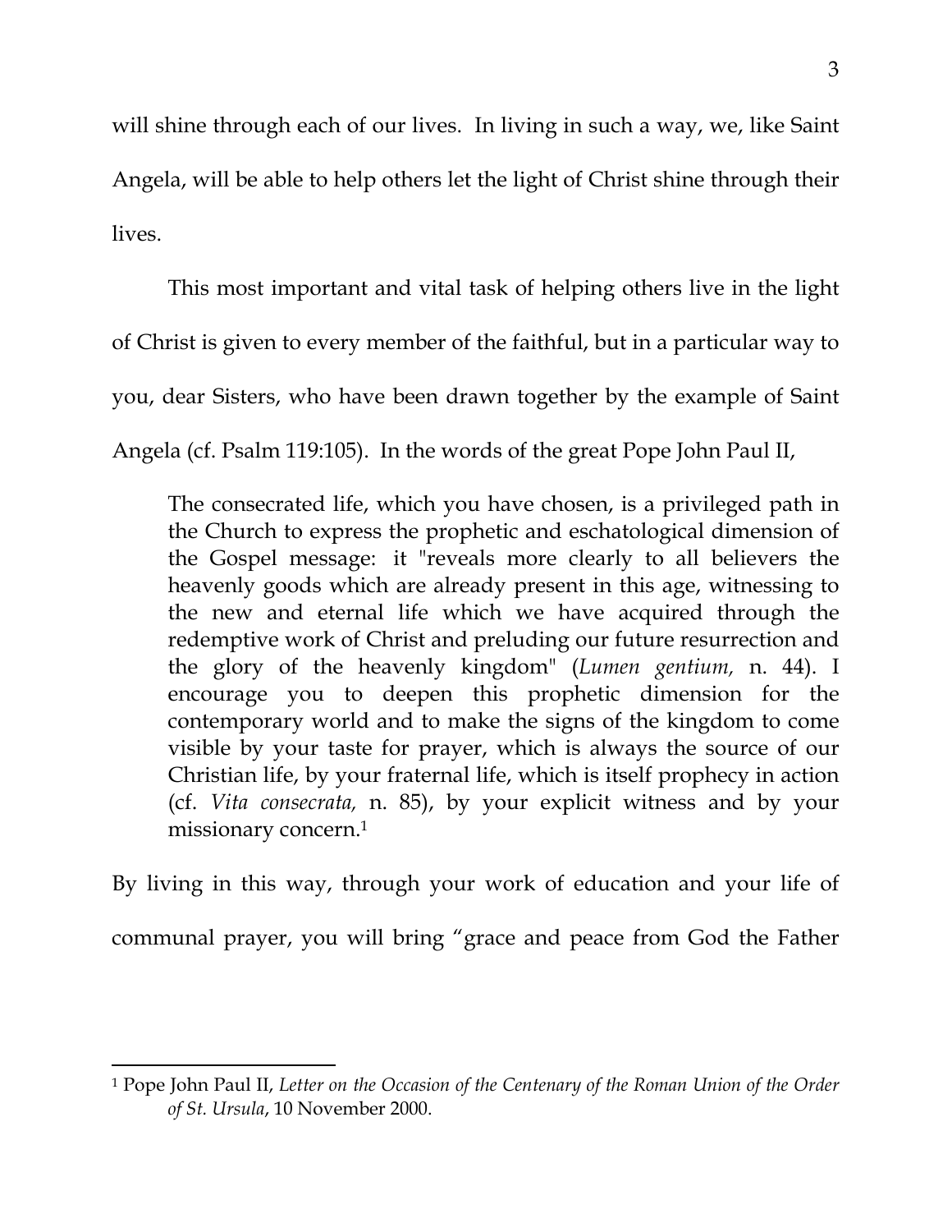will shine through each of our lives. In living in such a way, we, like Saint Angela, will be able to help others let the light of Christ shine through their lives.

This most important and vital task of helping others live in the light of Christ is given to every member of the faithful, but in a particular way to you, dear Sisters, who have been drawn together by the example of Saint Angela (cf. Psalm 119:105). In the words of the great Pope John Paul II,

> The consecrated life, which you have chosen, is a privileged path in the Church to express the prophetic and eschatological dimension of the Gospel message: it "reveals more clearly to all believers the heavenly goods which are already present in this age, witnessing to the new and eternal life which we have acquired through the redemptive work of Christ and preluding our future resurrection and the glory of the heavenly kingdom" (*Lumen gentium,* n. 44). I encourage you to deepen this prophetic dimension for the contemporary world and to make the signs of the kingdom to come visible by your taste for prayer, which is always the source of our Christian life, by your fraternal life, which is itself prophecy in action (cf. *Vita consecrata,* n. 85), by your explicit witness and by your missionary concern.[1]

By living in this way, through your work of education and your life of communal prayer, you will bring "grace and peace from God the Father

---

[1] Pope John Paul II, *Letter on the Occasion of the Centenary of the Roman Union of the Order of St. Ursula*, 10 November 2000.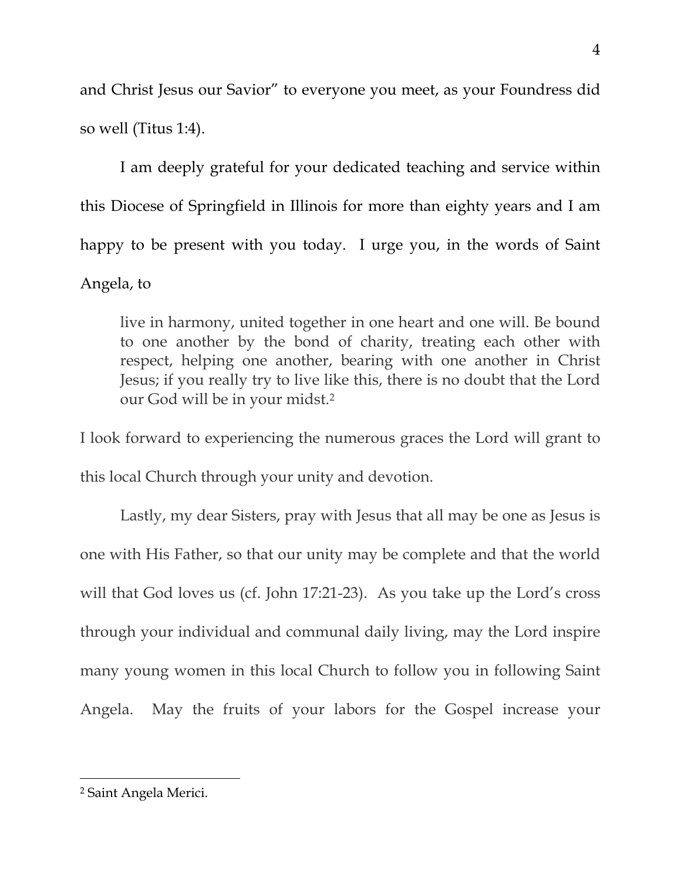and Christ Jesus our Savior" to everyone you meet, as your Foundress did so well (Titus 1:4).

I am deeply grateful for your dedicated teaching and service within this Diocese of Springfield in Illinois for more than eighty years and I am happy to be present with you today. I urge you, in the words of Saint Angela, to

> live in harmony, united together in one heart and one will. Be bound to one another by the bond of charity, treating each other with respect, helping one another, bearing with one another in Christ Jesus; if you really try to live like this, there is no doubt that the Lord our God will be in your midst.[2]

I look forward to experiencing the numerous graces the Lord will grant to this local Church through your unity and devotion.

Lastly, my dear Sisters, pray with Jesus that all may be one as Jesus is one with His Father, so that our unity may be complete and that the world will that God loves us (cf. John 17:21-23). As you take up the Lord's cross through your individual and communal daily living, may the Lord inspire many young women in this local Church to follow you in following Saint Angela. May the fruits of your labors for the Gospel increase your

---

[2] Saint Angela Merici.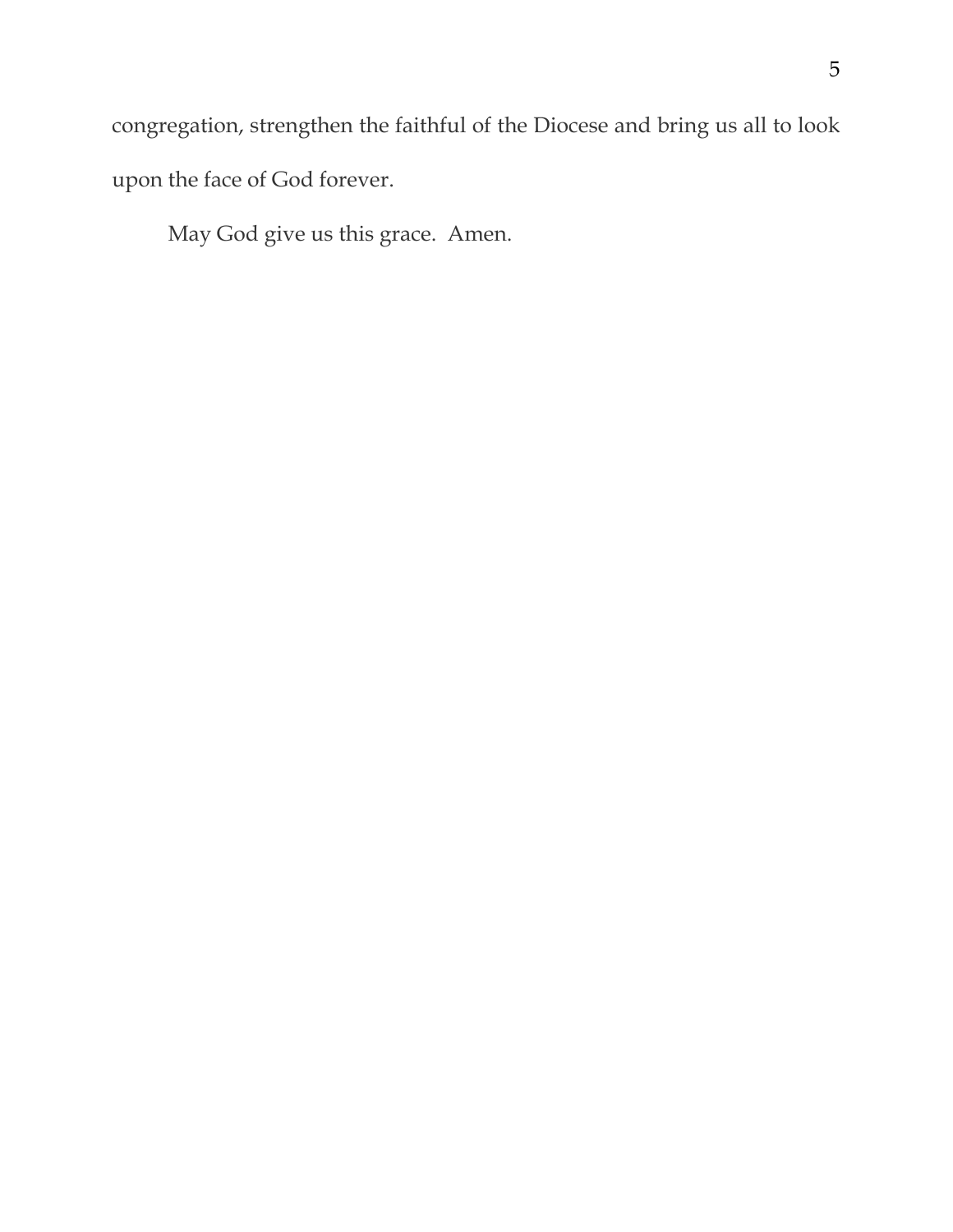congregation, strengthen the faithful of the Diocese and bring us all to look upon the face of God forever.

May God give us this grace. Amen.